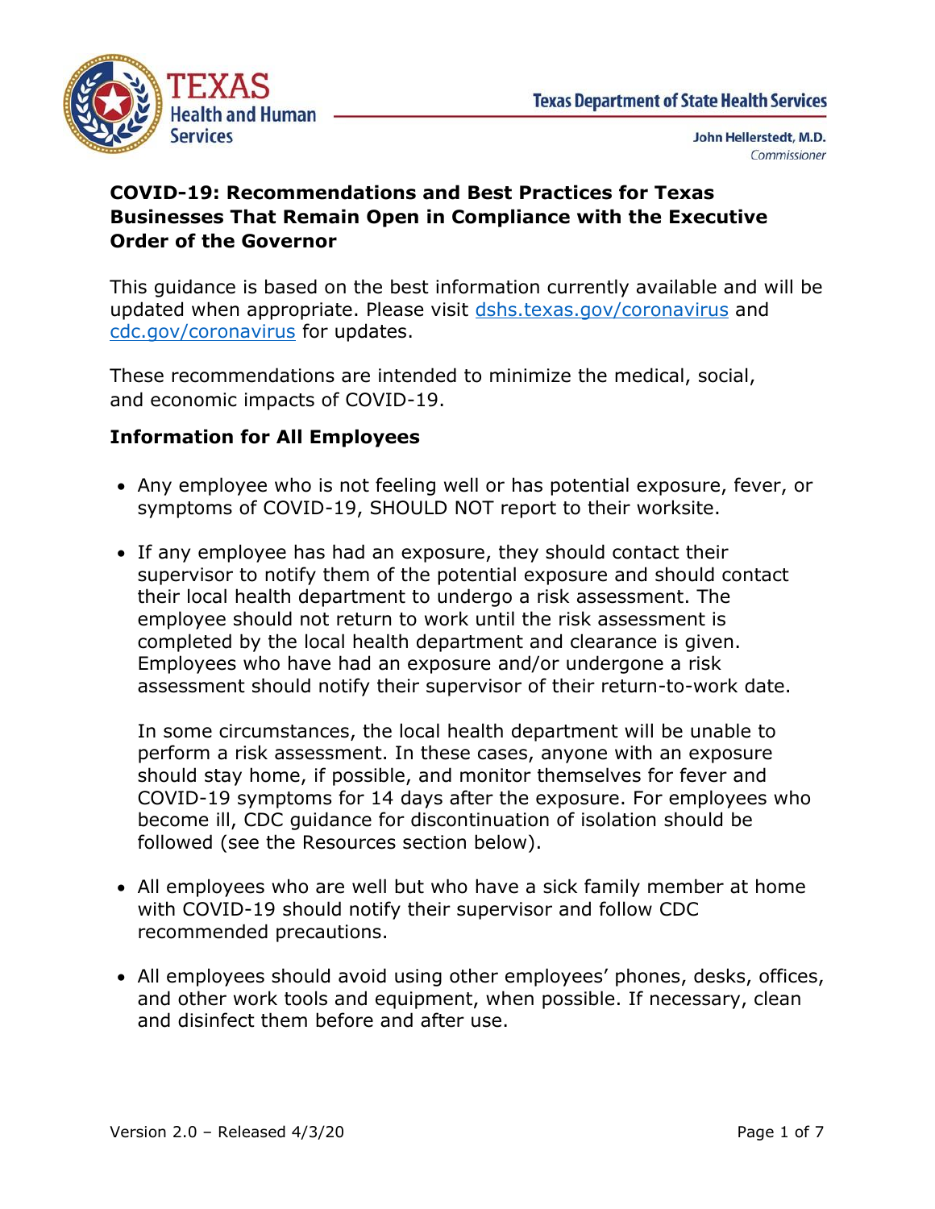Texas Department of State Health Services

John Hellerstedt, M.D.
*Commissioner*

# COVID-19: Recommendations and Best Practices for Texas Businesses That Remain Open in Compliance with the Executive Order of the Governor

This guidance is based on the best information currently available and will be updated when appropriate. Please visit [dshs.texas.gov/coronavirus](dshs.texas.gov/coronavirus) and [cdc.gov/coronavirus](cdc.gov/coronavirus) for updates.

These recommendations are intended to minimize the medical, social, and economic impacts of COVID-19.

## Information for All Employees

- Any employee who is not feeling well or has potential exposure, fever, or symptoms of COVID-19, SHOULD NOT report to their worksite.
- If any employee has had an exposure, they should contact their supervisor to notify them of the potential exposure and should contact their local health department to undergo a risk assessment. The employee should not return to work until the risk assessment is completed by the local health department and clearance is given. Employees who have had an exposure and/or undergone a risk assessment should notify their supervisor of their return-to-work date.

  In some circumstances, the local health department will be unable to perform a risk assessment. In these cases, anyone with an exposure should stay home, if possible, and monitor themselves for fever and COVID-19 symptoms for 14 days after the exposure. For employees who become ill, CDC guidance for discontinuation of isolation should be followed (see the Resources section below).
- All employees who are well but who have a sick family member at home with COVID-19 should notify their supervisor and follow CDC recommended precautions.
- All employees should avoid using other employees' phones, desks, offices, and other work tools and equipment, when possible. If necessary, clean and disinfect them before and after use.

Version 2.0 – Released 4/3/20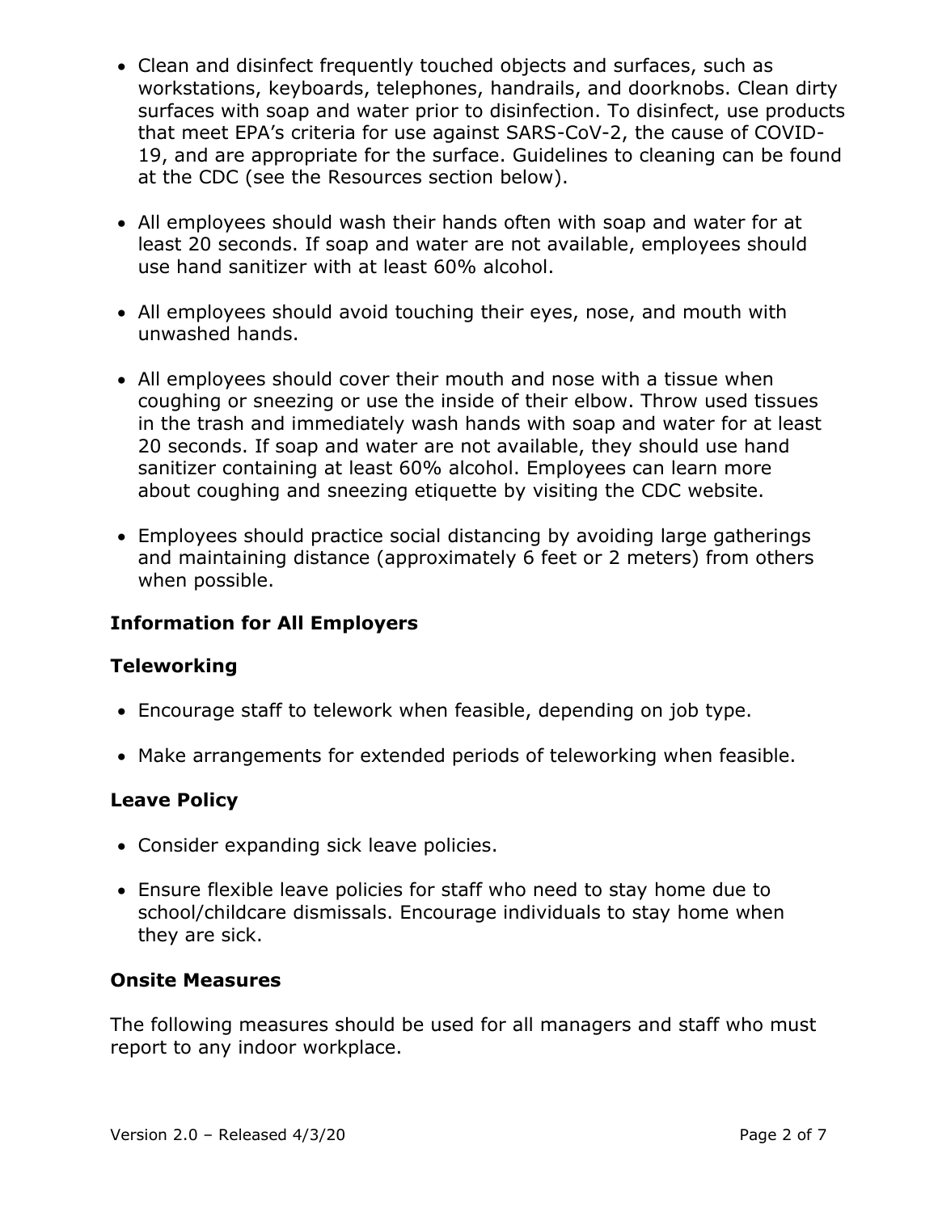- Clean and disinfect frequently touched objects and surfaces, such as workstations, keyboards, telephones, handrails, and doorknobs. Clean dirty surfaces with soap and water prior to disinfection. To disinfect, use products that meet EPA's criteria for use against SARS-CoV-2, the cause of COVID-19, and are appropriate for the surface. Guidelines to cleaning can be found at the CDC (see the Resources section below).

- All employees should wash their hands often with soap and water for at least 20 seconds. If soap and water are not available, employees should use hand sanitizer with at least 60% alcohol.

- All employees should avoid touching their eyes, nose, and mouth with unwashed hands.

- All employees should cover their mouth and nose with a tissue when coughing or sneezing or use the inside of their elbow. Throw used tissues in the trash and immediately wash hands with soap and water for at least 20 seconds. If soap and water are not available, they should use hand sanitizer containing at least 60% alcohol. Employees can learn more about coughing and sneezing etiquette by visiting the CDC website.

- Employees should practice social distancing by avoiding large gatherings and maintaining distance (approximately 6 feet or 2 meters) from others when possible.

**Information for All Employers**

**Teleworking**

- Encourage staff to telework when feasible, depending on job type.

- Make arrangements for extended periods of teleworking when feasible.

**Leave Policy**

- Consider expanding sick leave policies.

- Ensure flexible leave policies for staff who need to stay home due to school/childcare dismissals. Encourage individuals to stay home when they are sick.

**Onsite Measures**

The following measures should be used for all managers and staff who must report to any indoor workplace.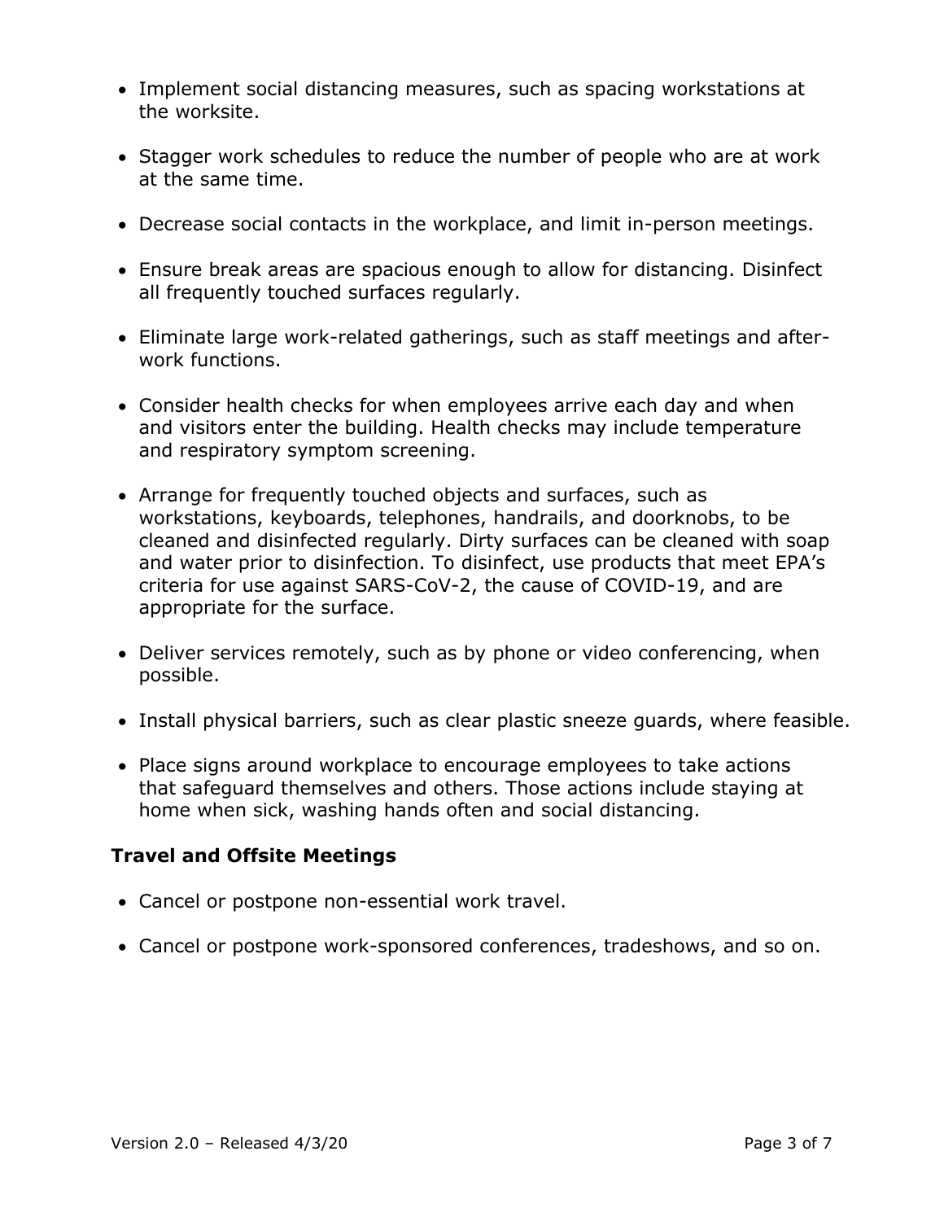- Implement social distancing measures, such as spacing workstations at the worksite.
- Stagger work schedules to reduce the number of people who are at work at the same time.
- Decrease social contacts in the workplace, and limit in-person meetings.
- Ensure break areas are spacious enough to allow for distancing. Disinfect all frequently touched surfaces regularly.
- Eliminate large work-related gatherings, such as staff meetings and after-work functions.
- Consider health checks for when employees arrive each day and when and visitors enter the building. Health checks may include temperature and respiratory symptom screening.
- Arrange for frequently touched objects and surfaces, such as workstations, keyboards, telephones, handrails, and doorknobs, to be cleaned and disinfected regularly. Dirty surfaces can be cleaned with soap and water prior to disinfection. To disinfect, use products that meet EPA's criteria for use against SARS-CoV-2, the cause of COVID-19, and are appropriate for the surface.
- Deliver services remotely, such as by phone or video conferencing, when possible.
- Install physical barriers, such as clear plastic sneeze guards, where feasible.
- Place signs around workplace to encourage employees to take actions that safeguard themselves and others. Those actions include staying at home when sick, washing hands often and social distancing.

### Travel and Offsite Meetings

- Cancel or postpone non-essential work travel.
- Cancel or postpone work-sponsored conferences, tradeshows, and so on.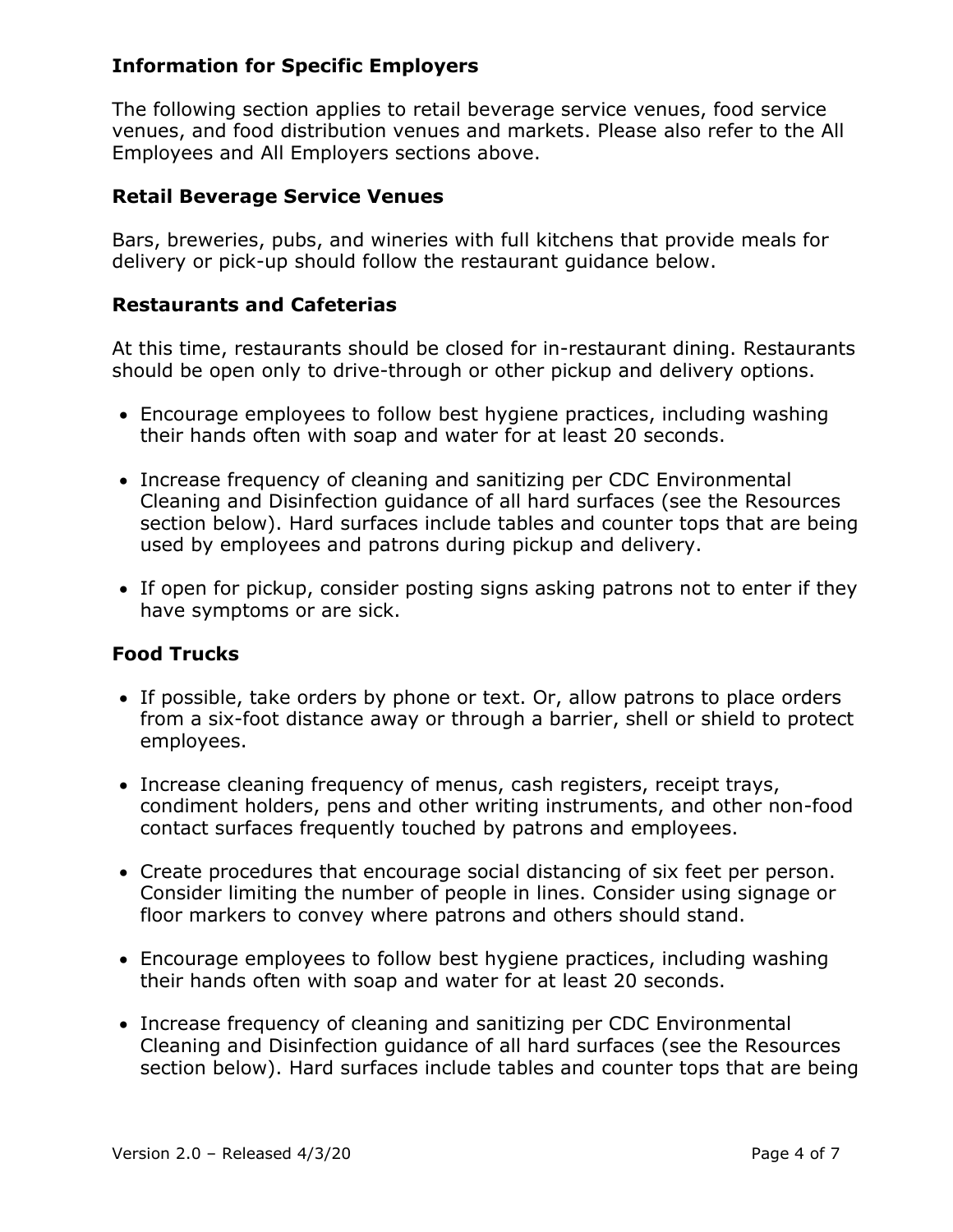## Information for Specific Employers

The following section applies to retail beverage service venues, food service venues, and food distribution venues and markets. Please also refer to the All Employees and All Employers sections above.

### Retail Beverage Service Venues

Bars, breweries, pubs, and wineries with full kitchens that provide meals for delivery or pick-up should follow the restaurant guidance below.

### Restaurants and Cafeterias

At this time, restaurants should be closed for in-restaurant dining. Restaurants should be open only to drive-through or other pickup and delivery options.

- Encourage employees to follow best hygiene practices, including washing their hands often with soap and water for at least 20 seconds.
- Increase frequency of cleaning and sanitizing per CDC Environmental Cleaning and Disinfection guidance of all hard surfaces (see the Resources section below). Hard surfaces include tables and counter tops that are being used by employees and patrons during pickup and delivery.
- If open for pickup, consider posting signs asking patrons not to enter if they have symptoms or are sick.

### Food Trucks

- If possible, take orders by phone or text. Or, allow patrons to place orders from a six-foot distance away or through a barrier, shell or shield to protect employees.
- Increase cleaning frequency of menus, cash registers, receipt trays, condiment holders, pens and other writing instruments, and other non-food contact surfaces frequently touched by patrons and employees.
- Create procedures that encourage social distancing of six feet per person. Consider limiting the number of people in lines. Consider using signage or floor markers to convey where patrons and others should stand.
- Encourage employees to follow best hygiene practices, including washing their hands often with soap and water for at least 20 seconds.
- Increase frequency of cleaning and sanitizing per CDC Environmental Cleaning and Disinfection guidance of all hard surfaces (see the Resources section below). Hard surfaces include tables and counter tops that are being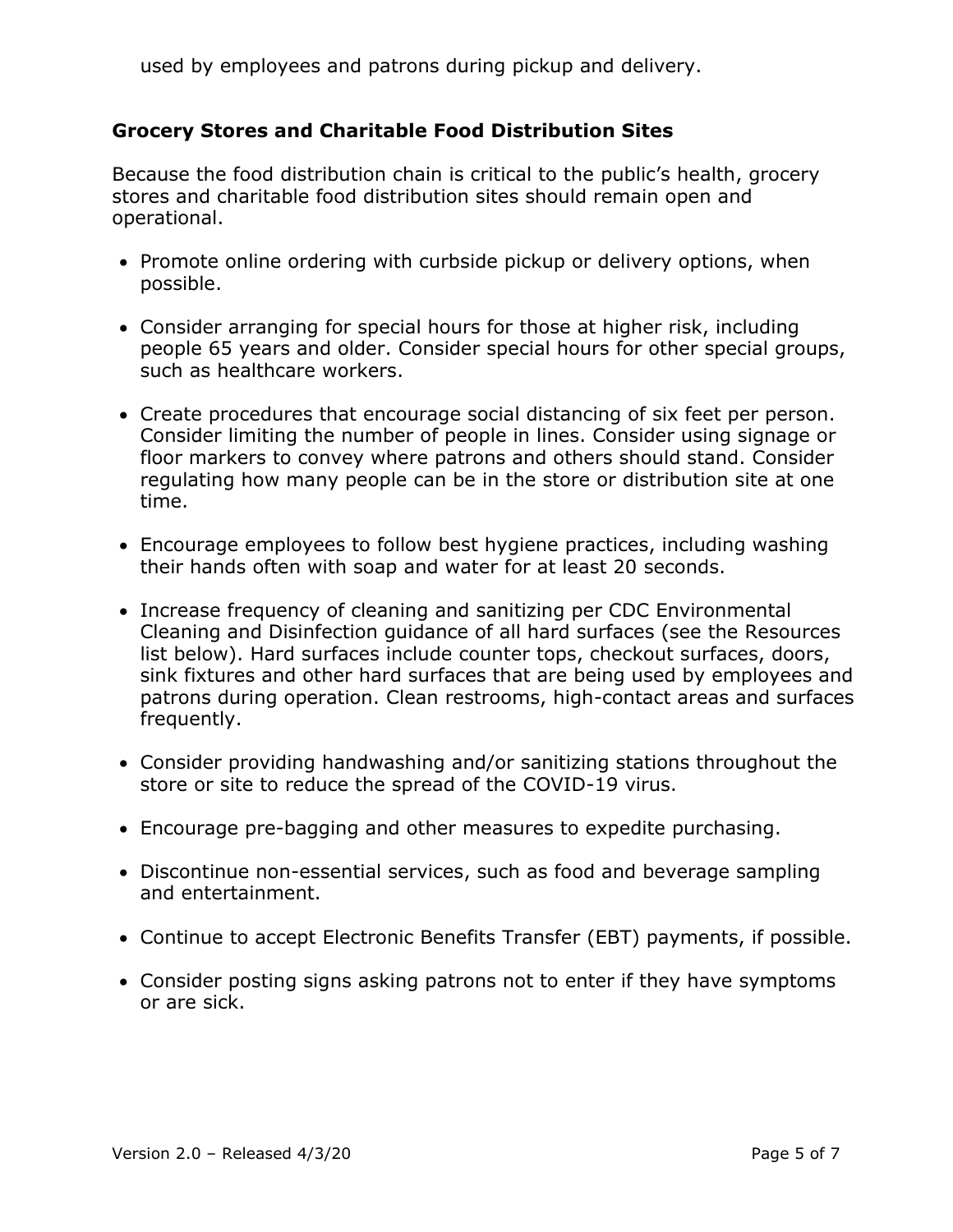used by employees and patrons during pickup and delivery.

### Grocery Stores and Charitable Food Distribution Sites

Because the food distribution chain is critical to the public's health, grocery stores and charitable food distribution sites should remain open and operational.

- Promote online ordering with curbside pickup or delivery options, when possible.
- Consider arranging for special hours for those at higher risk, including people 65 years and older. Consider special hours for other special groups, such as healthcare workers.
- Create procedures that encourage social distancing of six feet per person. Consider limiting the number of people in lines. Consider using signage or floor markers to convey where patrons and others should stand. Consider regulating how many people can be in the store or distribution site at one time.
- Encourage employees to follow best hygiene practices, including washing their hands often with soap and water for at least 20 seconds.
- Increase frequency of cleaning and sanitizing per CDC Environmental Cleaning and Disinfection guidance of all hard surfaces (see the Resources list below). Hard surfaces include counter tops, checkout surfaces, doors, sink fixtures and other hard surfaces that are being used by employees and patrons during operation. Clean restrooms, high-contact areas and surfaces frequently.
- Consider providing handwashing and/or sanitizing stations throughout the store or site to reduce the spread of the COVID-19 virus.
- Encourage pre-bagging and other measures to expedite purchasing.
- Discontinue non-essential services, such as food and beverage sampling and entertainment.
- Continue to accept Electronic Benefits Transfer (EBT) payments, if possible.
- Consider posting signs asking patrons not to enter if they have symptoms or are sick.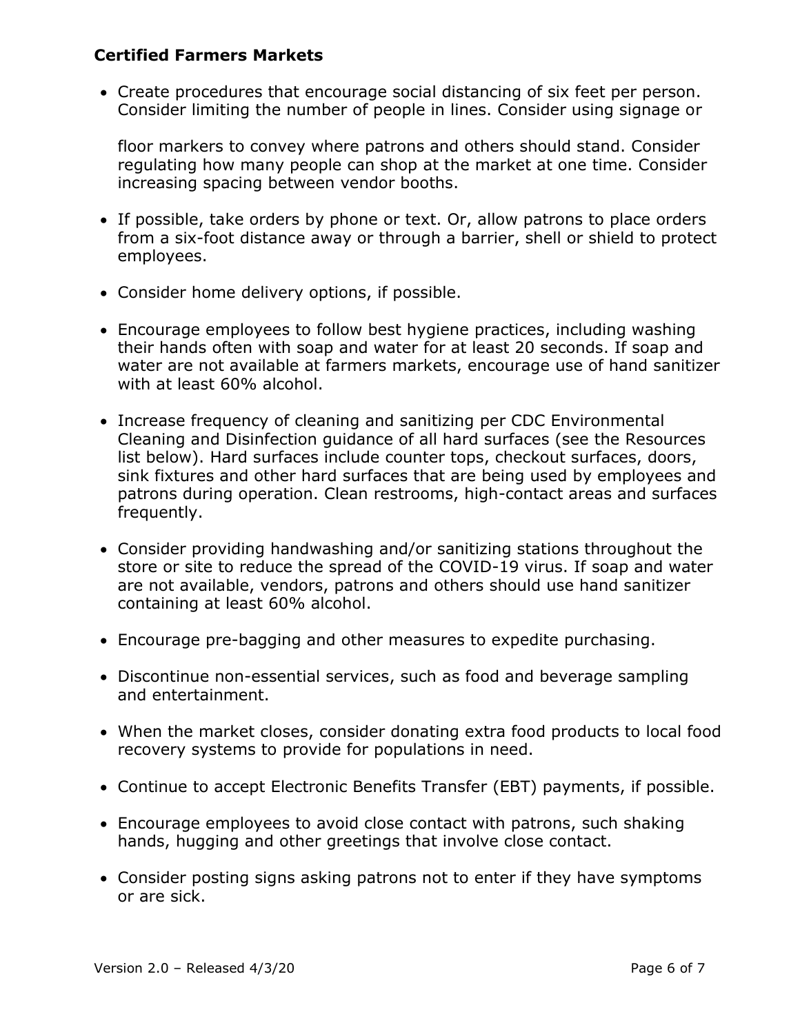**Certified Farmers Markets**

- Create procedures that encourage social distancing of six feet per person. Consider limiting the number of people in lines. Consider using signage or floor markers to convey where patrons and others should stand. Consider regulating how many people can shop at the market at one time. Consider increasing spacing between vendor booths.
- If possible, take orders by phone or text. Or, allow patrons to place orders from a six-foot distance away or through a barrier, shell or shield to protect employees.
- Consider home delivery options, if possible.
- Encourage employees to follow best hygiene practices, including washing their hands often with soap and water for at least 20 seconds. If soap and water are not available at farmers markets, encourage use of hand sanitizer with at least 60% alcohol.
- Increase frequency of cleaning and sanitizing per CDC Environmental Cleaning and Disinfection guidance of all hard surfaces (see the Resources list below). Hard surfaces include counter tops, checkout surfaces, doors, sink fixtures and other hard surfaces that are being used by employees and patrons during operation. Clean restrooms, high-contact areas and surfaces frequently.
- Consider providing handwashing and/or sanitizing stations throughout the store or site to reduce the spread of the COVID-19 virus. If soap and water are not available, vendors, patrons and others should use hand sanitizer containing at least 60% alcohol.
- Encourage pre-bagging and other measures to expedite purchasing.
- Discontinue non-essential services, such as food and beverage sampling and entertainment.
- When the market closes, consider donating extra food products to local food recovery systems to provide for populations in need.
- Continue to accept Electronic Benefits Transfer (EBT) payments, if possible.
- Encourage employees to avoid close contact with patrons, such shaking hands, hugging and other greetings that involve close contact.
- Consider posting signs asking patrons not to enter if they have symptoms or are sick.

Version 2.0 – Released 4/3/20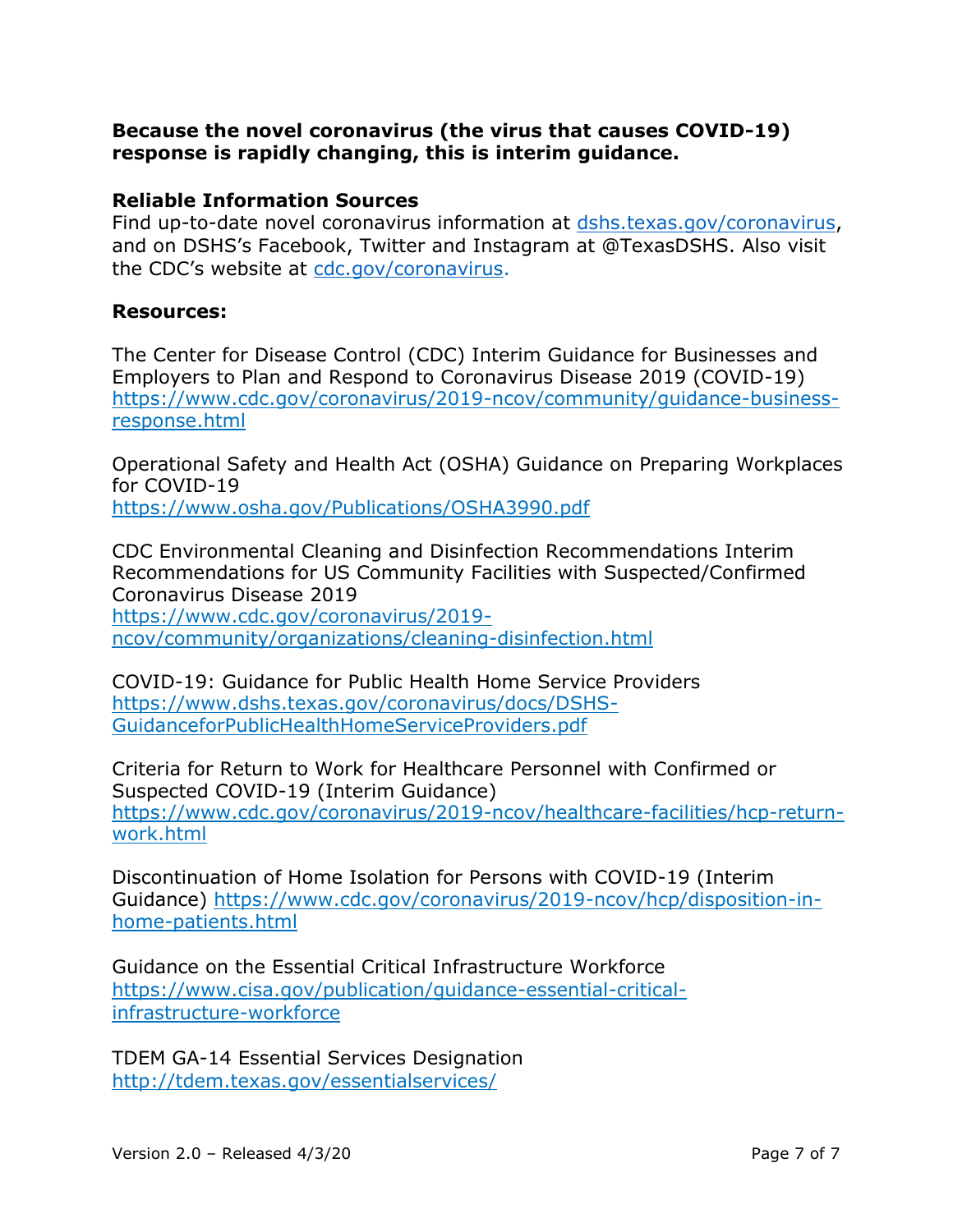**Because the novel coronavirus (the virus that causes COVID-19) response is rapidly changing, this is interim guidance.**

**Reliable Information Sources**

Find up-to-date novel coronavirus information at [dshs.texas.gov/coronavirus](https://dshs.texas.gov/coronavirus), and on DSHS's Facebook, Twitter and Instagram at @TexasDSHS. Also visit the CDC's website at [cdc.gov/coronavirus.](https://cdc.gov/coronavirus)

**Resources:**

The Center for Disease Control (CDC) Interim Guidance for Businesses and Employers to Plan and Respond to Coronavirus Disease 2019 (COVID-19)
https://www.cdc.gov/coronavirus/2019-ncov/community/guidance-business-response.html

Operational Safety and Health Act (OSHA) Guidance on Preparing Workplaces for COVID-19
https://www.osha.gov/Publications/OSHA3990.pdf

CDC Environmental Cleaning and Disinfection Recommendations Interim Recommendations for US Community Facilities with Suspected/Confirmed Coronavirus Disease 2019
https://www.cdc.gov/coronavirus/2019-ncov/community/organizations/cleaning-disinfection.html

COVID-19: Guidance for Public Health Home Service Providers
https://www.dshs.texas.gov/coronavirus/docs/DSHS-GuidanceforPublicHealthHomeServiceProviders.pdf

Criteria for Return to Work for Healthcare Personnel with Confirmed or Suspected COVID-19 (Interim Guidance)
https://www.cdc.gov/coronavirus/2019-ncov/healthcare-facilities/hcp-return-work.html

Discontinuation of Home Isolation for Persons with COVID-19 (Interim Guidance) https://www.cdc.gov/coronavirus/2019-ncov/hcp/disposition-in-home-patients.html

Guidance on the Essential Critical Infrastructure Workforce
https://www.cisa.gov/publication/guidance-essential-critical-infrastructure-workforce

TDEM GA-14 Essential Services Designation
http://tdem.texas.gov/essentialservices/

Version 2.0 – Released 4/3/20